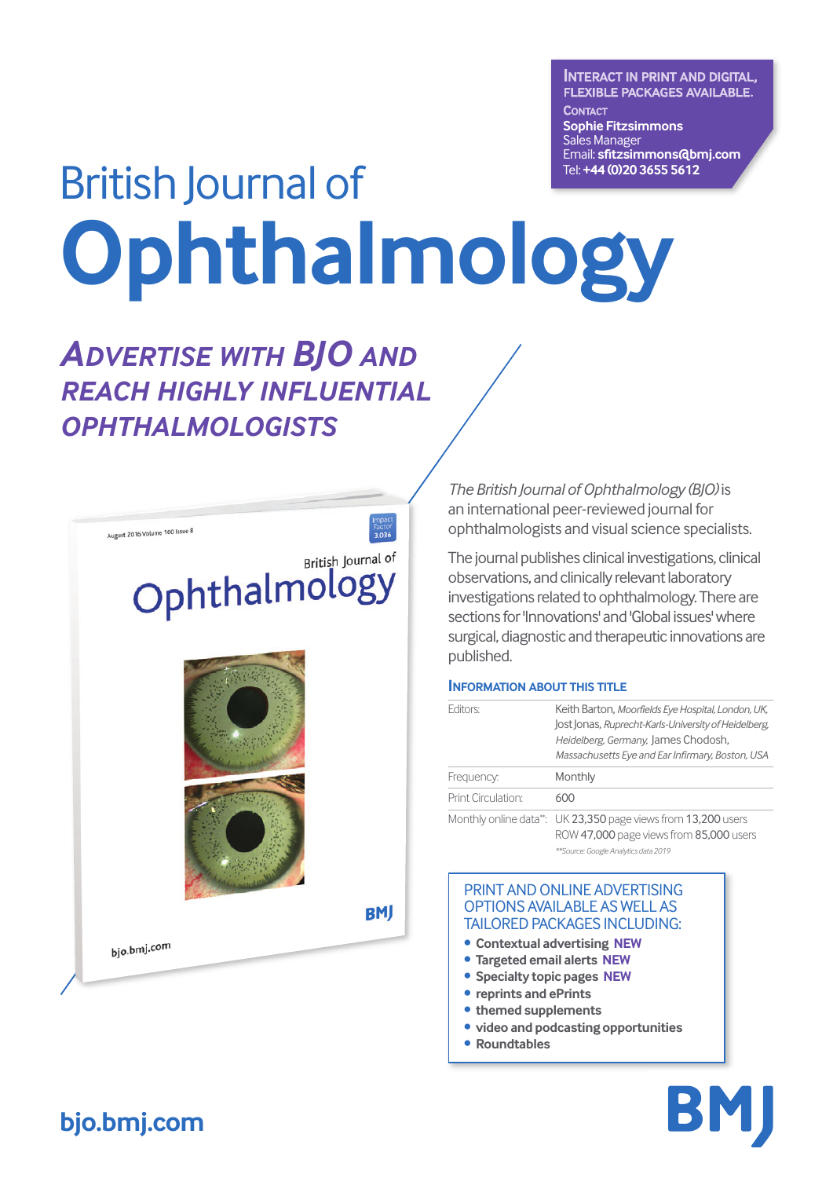**INTERACT IN PRINT AND DIGITAL, FLEXIBLE PACKAGES AVAILABLE.**

CONTACT
**Sophie Fitzsimmons**
Sales Manager
Email: **sfitzsimmons@bmj.com**
Tel: **+44 (0)20 3655 5612**

# British Journal of Ophthalmology

## *ADVERTISE WITH BJO AND REACH HIGHLY INFLUENTIAL OPHTHALMOLOGISTS*

*The British Journal of Ophthalmology (BJO)* is an international peer-reviewed journal for ophthalmologists and visual science specialists.

The journal publishes clinical investigations, clinical observations, and clinically relevant laboratory investigations related to ophthalmology. There are sections for 'Innovations' and 'Global issues' where surgical, diagnostic and therapeutic innovations are published.

### INFORMATION ABOUT THIS TITLE

| | |
|---|---|
| Editors: | Keith Barton, *Moorfields Eye Hospital, London, UK,* Jost Jonas, *Ruprecht-Karls-University of Heidelberg, Heidelberg, Germany,* James Chodosh, *Massachusetts Eye and Ear Infirmary, Boston, USA* |
| Frequency: | Monthly |
| Print Circulation: | 600 |
| Monthly online data**: | UK 23,350 page views from 13,200 users<br>ROW 47,000 page views from 85,000 users<br>*\*\*Source: Google Analytics data 2019* |

### PRINT AND ONLINE ADVERTISING OPTIONS AVAILABLE AS WELL AS TAILORED PACKAGES INCLUDING:

- **Contextual advertising NEW**
- **Targeted email alerts NEW**
- **Specialty topic pages NEW**
- **reprints and ePrints**
- **themed supplements**
- **video and podcasting opportunities**
- **Roundtables**

**bjo.bmj.com**

**BMJ**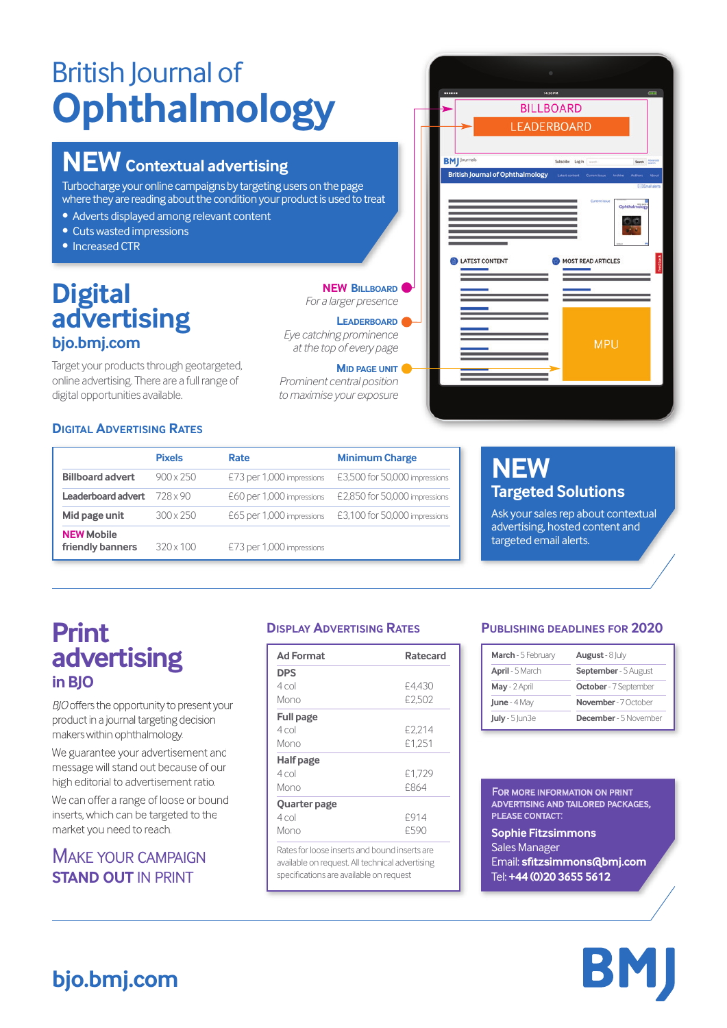# British Journal of Ophthalmology

## NEW Contextual advertising

Turbocharge your online campaigns by targeting users on the page where they are reading about the condition your product is used to treat

- Adverts displayed among relevant content
- Cuts wasted impressions
- Increased CTR

## Digital advertising

**bjo.bmj.com**

Target your products through geotargeted, online advertising. There are a full range of digital opportunities available.

**NEW BILLBOARD**
*For a larger presence*

**LEADERBOARD**
*Eye catching prominence at the top of every page*

**MID PAGE UNIT**
*Prominent central position to maximise your exposure*

BILLBOARD

LEADERBOARD

MPU

### DIGITAL ADVERTISING RATES

| | Pixels | Rate | Minimum Charge |
|---|---|---|---|
| **Billboard advert** | 900 x 250 | £73 per 1,000 impressions | £3,500 for 50,000 impressions |
| **Leaderboard advert** | 728 x 90 | £60 per 1,000 impressions | £2,850 for 50,000 impressions |
| **Mid page unit** | 300 x 250 | £65 per 1,000 impressions | £3,100 for 50,000 impressions |
| **NEW Mobile friendly banners** | 320 x 100 | £73 per 1,000 impressions | |

## NEW Targeted Solutions

Ask your sales rep about contextual advertising, hosted content and targeted email alerts.

## Print advertising in BJO

*BJO* offers the opportunity to present your product in a journal targeting decision makers within ophthalmology.

We guarantee your advertisement anc message will stand out because of our high editorial to advertisement ratio.

We can offer a range of loose or bound inserts, which can be targeted to the market you need to reach.

**MAKE YOUR CAMPAIGN STAND OUT IN PRINT**

### DISPLAY ADVERTISING RATES

| Ad Format | Ratecard |
|---|---|
| **DPS** | |
| 4 col | £4,430 |
| Mono | £2,502 |
| **Full page** | |
| 4 col | £2,214 |
| Mono | £1,251 |
| **Half page** | |
| 4 col | £1,729 |
| Mono | £864 |
| **Quarter page** | |
| 4 col | £914 |
| Mono | £590 |

Rates for loose inserts and bound inserts are available on request. All technical advertising specifications are available on request

### PUBLISHING DEADLINES FOR 2020

| | |
|---|---|
| **March** - 5 February | **August** - 8 July |
| **April** - 5 March | **September** - 5 August |
| **May** - 2 April | **October** - 7 September |
| **June** - 4 May | **November** - 7 October |
| **July** - 5 Jun3e | **December** - 5 November |

FOR MORE INFORMATION ON PRINT ADVERTISING AND TAILORED PACKAGES, PLEASE CONTACT:

**Sophie Fitzsimmons**
Sales Manager
Email: **sfitzsimmons@bmj.com**
Tel: **+44 (0)20 3655 5612**

**bjo.bmj.com**

BMJ